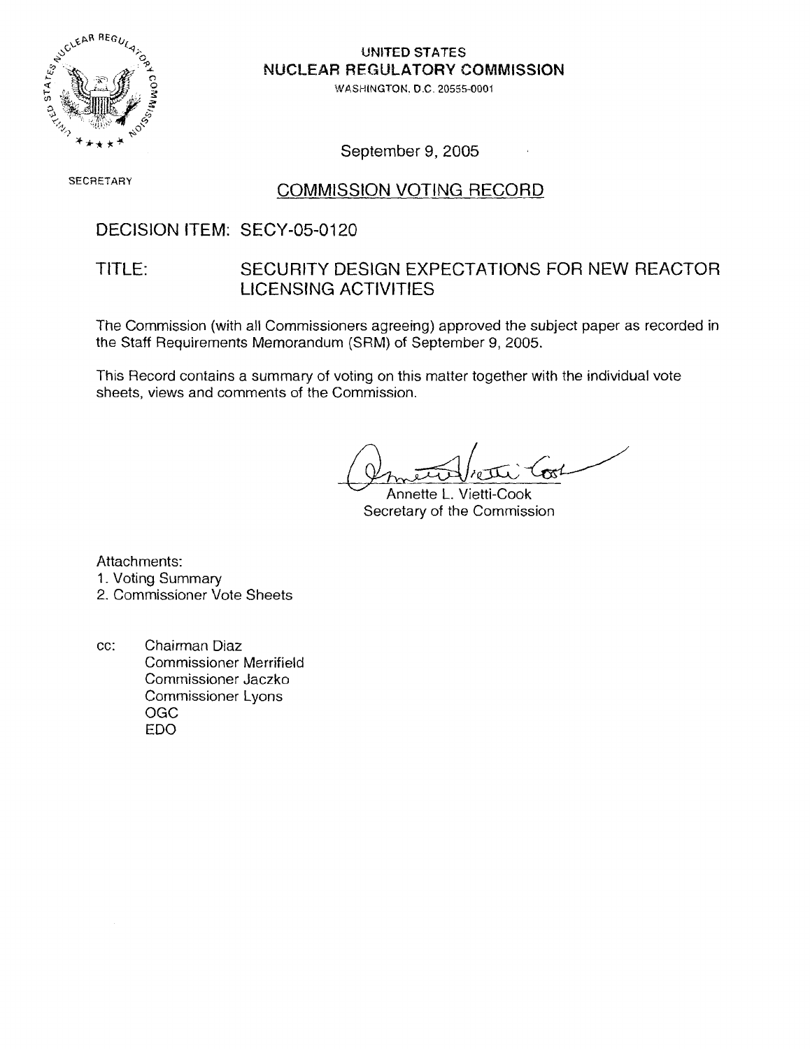UNITED STATES
NUCLEAR REGULATORY COMMISSION
WASHINGTON, D.C. 20555-0001

September 9, 2005

SECRETARY

## COMMISSION VOTING RECORD

DECISION ITEM: SECY-05-0120

TITLE: SECURITY DESIGN EXPECTATIONS FOR NEW REACTOR LICENSING ACTIVITIES

The Commission (with all Commissioners agreeing) approved the subject paper as recorded in the Staff Requirements Memorandum (SRM) of September 9, 2005.

This Record contains a summary of voting on this matter together with the individual vote sheets, views and comments of the Commission.

Annette L. Vietti-Cook
Secretary of the Commission

Attachments:
1. Voting Summary
2. Commissioner Vote Sheets

cc: Chairman Diaz
Commissioner Merrifield
Commissioner Jaczko
Commissioner Lyons
OGC
EDO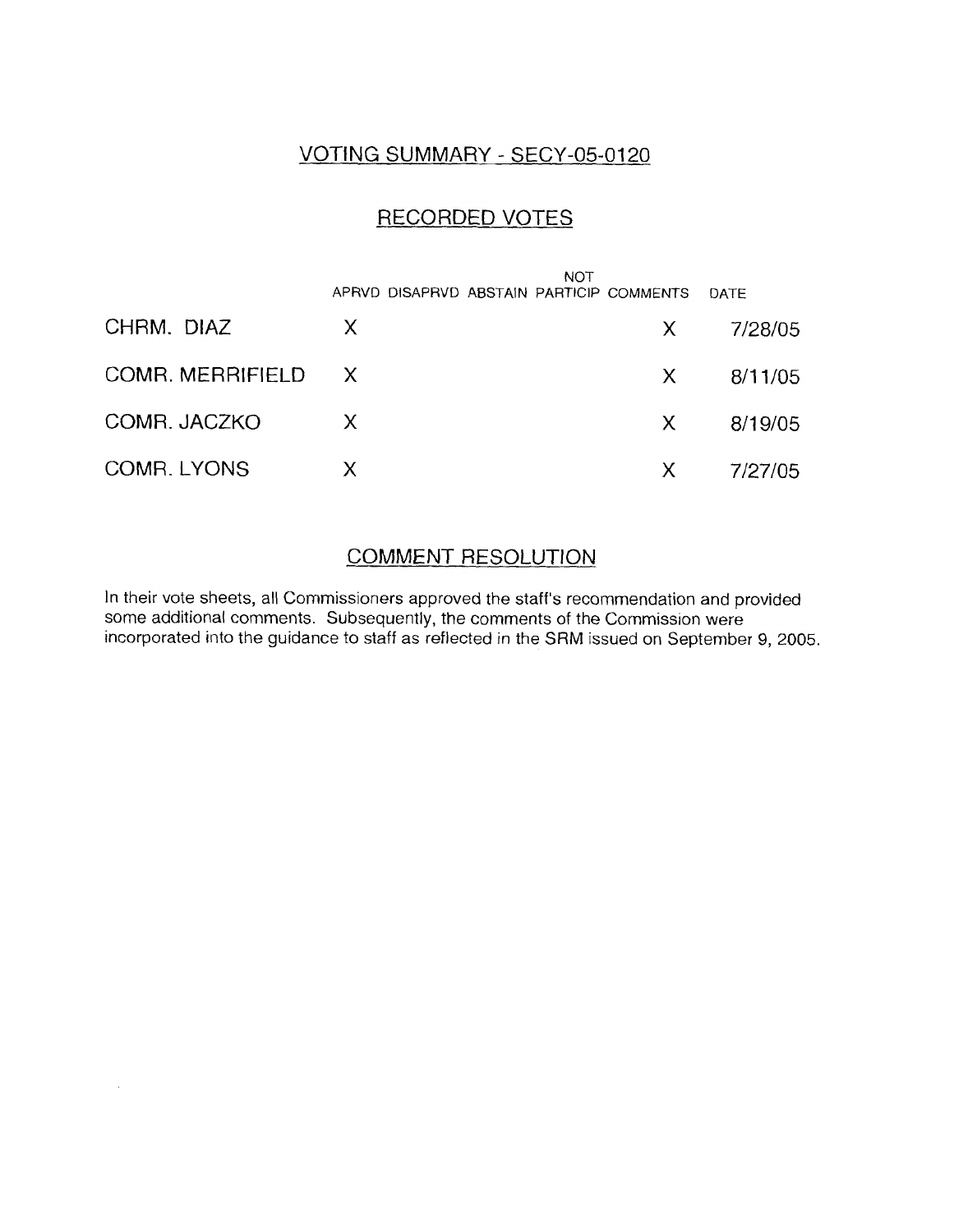## VOTING SUMMARY - SECY-05-0120

## RECORDED VOTES

| | APRVD | DISAPRVD | ABSTAIN | NOT PARTICIP | COMMENTS | DATE |
|---|---|---|---|---|---|---|
| CHRM. DIAZ | X | | | | X | 7/28/05 |
| COMR. MERRIFIELD | X | | | | X | 8/11/05 |
| COMR. JACZKO | X | | | | X | 8/19/05 |
| COMR. LYONS | X | | | | X | 7/27/05 |

## COMMENT RESOLUTION

In their vote sheets, all Commissioners approved the staff's recommendation and provided some additional comments. Subsequently, the comments of the Commission were incorporated into the guidance to staff as reflected in the SRM issued on September 9, 2005.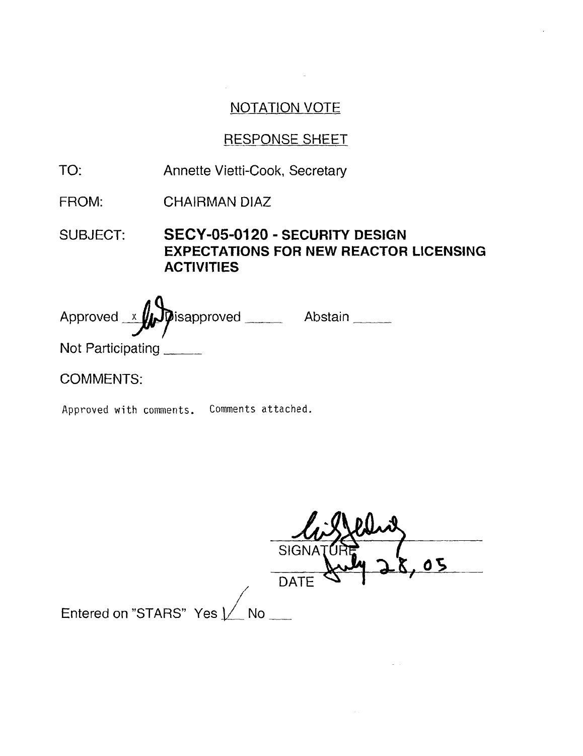## NOTATION VOTE

## RESPONSE SHEET

TO: Annette Vietti-Cook, Secretary

FROM: CHAIRMAN DIAZ

SUBJECT: **SECY-05-0120 - SECURITY DESIGN EXPECTATIONS FOR NEW REACTOR LICENSING ACTIVITIES**

Approved x Disapproved ____ Abstain ____

Not Participating ____

COMMENTS:

Approved with comments. Comments attached.

SIGNATURE

July 28, 05

DATE

Entered on "STARS" Yes ✓ No ___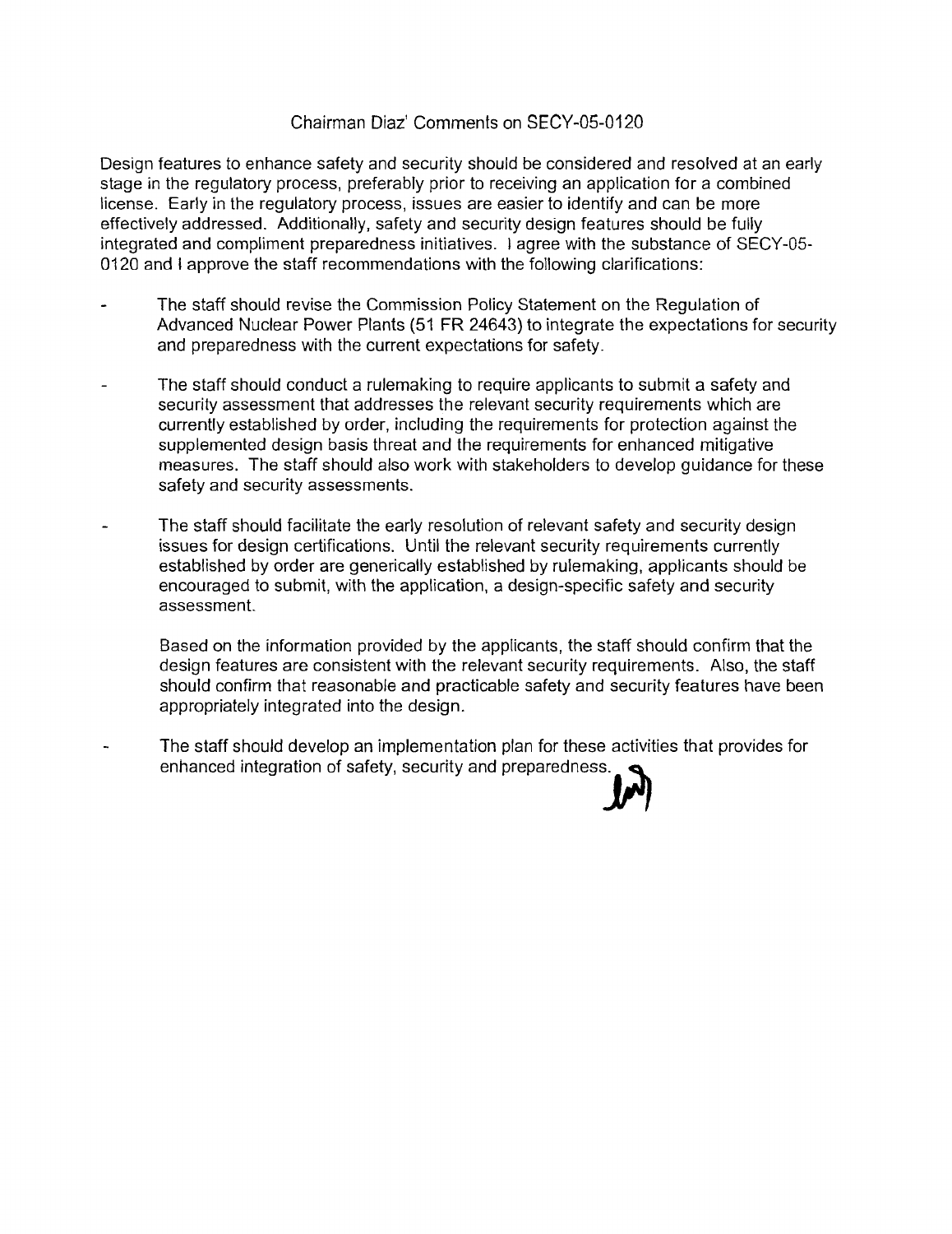# Chairman Diaz' Comments on SECY-05-0120

Design features to enhance safety and security should be considered and resolved at an early stage in the regulatory process, preferably prior to receiving an application for a combined license. Early in the regulatory process, issues are easier to identify and can be more effectively addressed. Additionally, safety and security design features should be fully integrated and compliment preparedness initiatives. I agree with the substance of SECY-05-0120 and I approve the staff recommendations with the following clarifications:

- The staff should revise the Commission Policy Statement on the Regulation of Advanced Nuclear Power Plants (51 FR 24643) to integrate the expectations for security and preparedness with the current expectations for safety.

- The staff should conduct a rulemaking to require applicants to submit a safety and security assessment that addresses the relevant security requirements which are currently established by order, including the requirements for protection against the supplemented design basis threat and the requirements for enhanced mitigative measures. The staff should also work with stakeholders to develop guidance for these safety and security assessments.

- The staff should facilitate the early resolution of relevant safety and security design issues for design certifications. Until the relevant security requirements currently established by order are generically established by rulemaking, applicants should be encouraged to submit, with the application, a design-specific safety and security assessment.

  Based on the information provided by the applicants, the staff should confirm that the design features are consistent with the relevant security requirements. Also, the staff should confirm that reasonable and practicable safety and security features have been appropriately integrated into the design.

- The staff should develop an implementation plan for these activities that provides for enhanced integration of safety, security and preparedness.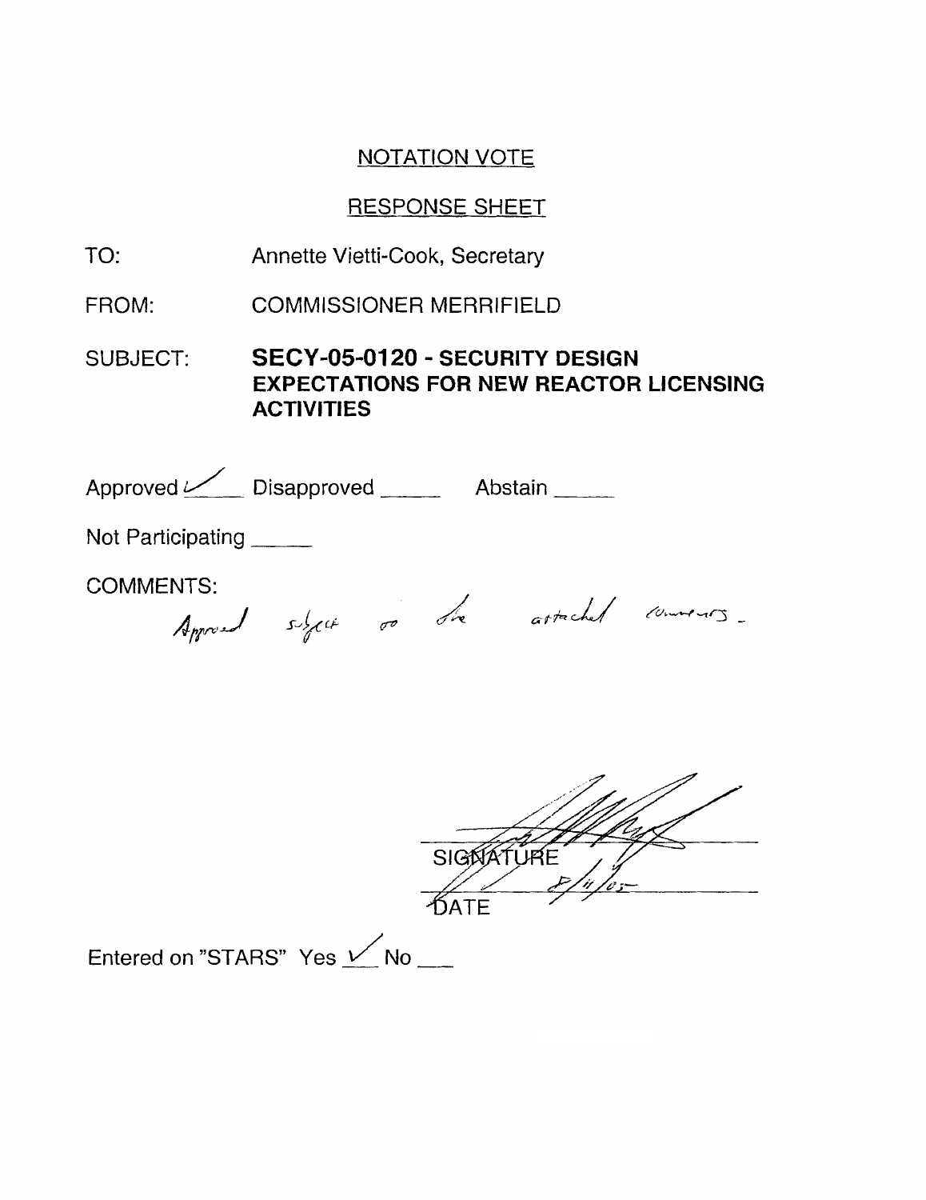## NOTATION VOTE

## RESPONSE SHEET

TO: Annette Vietti-Cook, Secretary

FROM: COMMISSIONER MERRIFIELD

SUBJECT: **SECY-05-0120 - SECURITY DESIGN EXPECTATIONS FOR NEW REACTOR LICENSING ACTIVITIES**

Approved ✓ Disapproved _____ Abstain _____

Not Participating _____

COMMENTS:

*Approved subject to the attached comments.*

SIGNATURE

8/11/05

DATE

Entered on "STARS" Yes ✓ No ___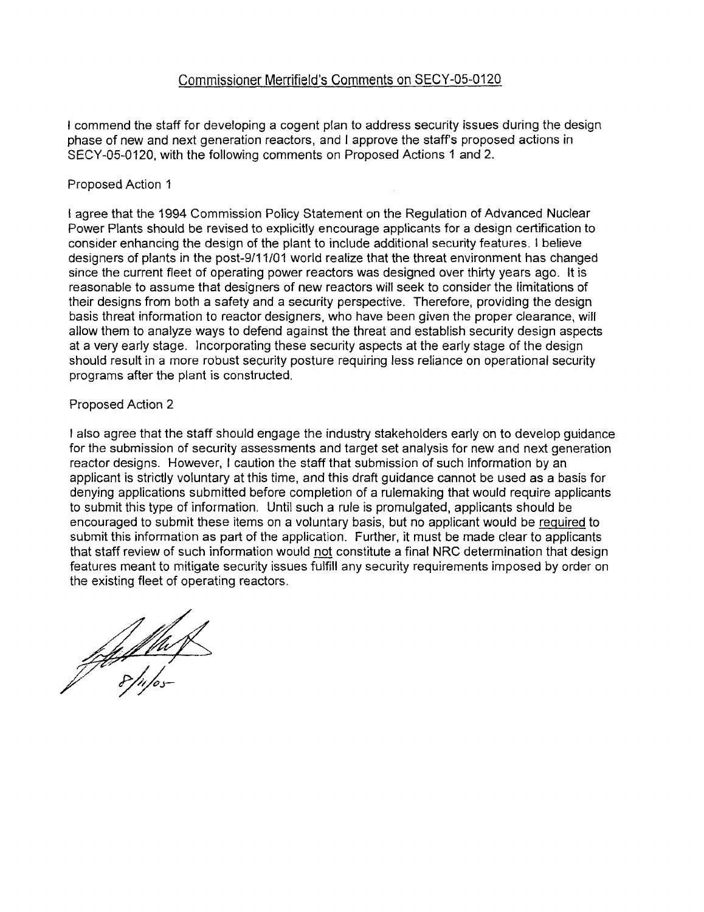## Commissioner Merrifield's Comments on SECY-05-0120

I commend the staff for developing a cogent plan to address security issues during the design phase of new and next generation reactors, and I approve the staff's proposed actions in SECY-05-0120, with the following comments on Proposed Actions 1 and 2.

Proposed Action 1

I agree that the 1994 Commission Policy Statement on the Regulation of Advanced Nuclear Power Plants should be revised to explicitly encourage applicants for a design certification to consider enhancing the design of the plant to include additional security features. I believe designers of plants in the post-9/11/01 world realize that the threat environment has changed since the current fleet of operating power reactors was designed over thirty years ago. It is reasonable to assume that designers of new reactors will seek to consider the limitations of their designs from both a safety and a security perspective. Therefore, providing the design basis threat information to reactor designers, who have been given the proper clearance, will allow them to analyze ways to defend against the threat and establish security design aspects at a very early stage. Incorporating these security aspects at the early stage of the design should result in a more robust security posture requiring less reliance on operational security programs after the plant is constructed.

Proposed Action 2

I also agree that the staff should engage the industry stakeholders early on to develop guidance for the submission of security assessments and target set analysis for new and next generation reactor designs. However, I caution the staff that submission of such information by an applicant is strictly voluntary at this time, and this draft guidance cannot be used as a basis for denying applications submitted before completion of a rulemaking that would require applicants to submit this type of information. Until such a rule is promulgated, applicants should be encouraged to submit these items on a voluntary basis, but no applicant would be required to submit this information as part of the application. Further, it must be made clear to applicants that staff review of such information would not constitute a final NRC determination that design features meant to mitigate security issues fulfill any security requirements imposed by order on the existing fleet of operating reactors.

8/11/05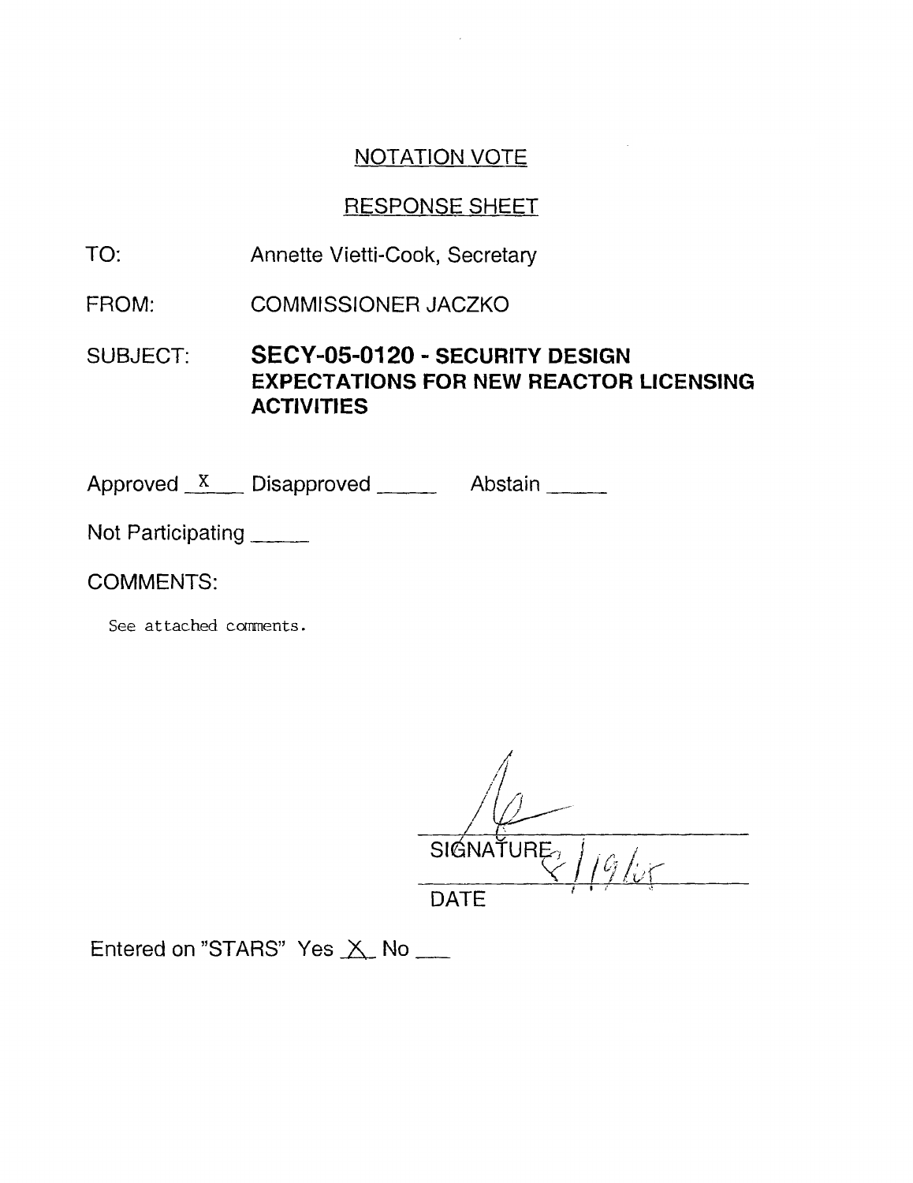## NOTATION VOTE

## RESPONSE SHEET

TO: Annette Vietti-Cook, Secretary

FROM: COMMISSIONER JACZKO

SUBJECT: **SECY-05-0120 - SECURITY DESIGN EXPECTATIONS FOR NEW REACTOR LICENSING ACTIVITIES**

Approved X Disapproved ____ Abstain ____

Not Participating ____

COMMENTS:

See attached comments.

SIGNATURE

8/19/05

DATE

Entered on "STARS" Yes X No ___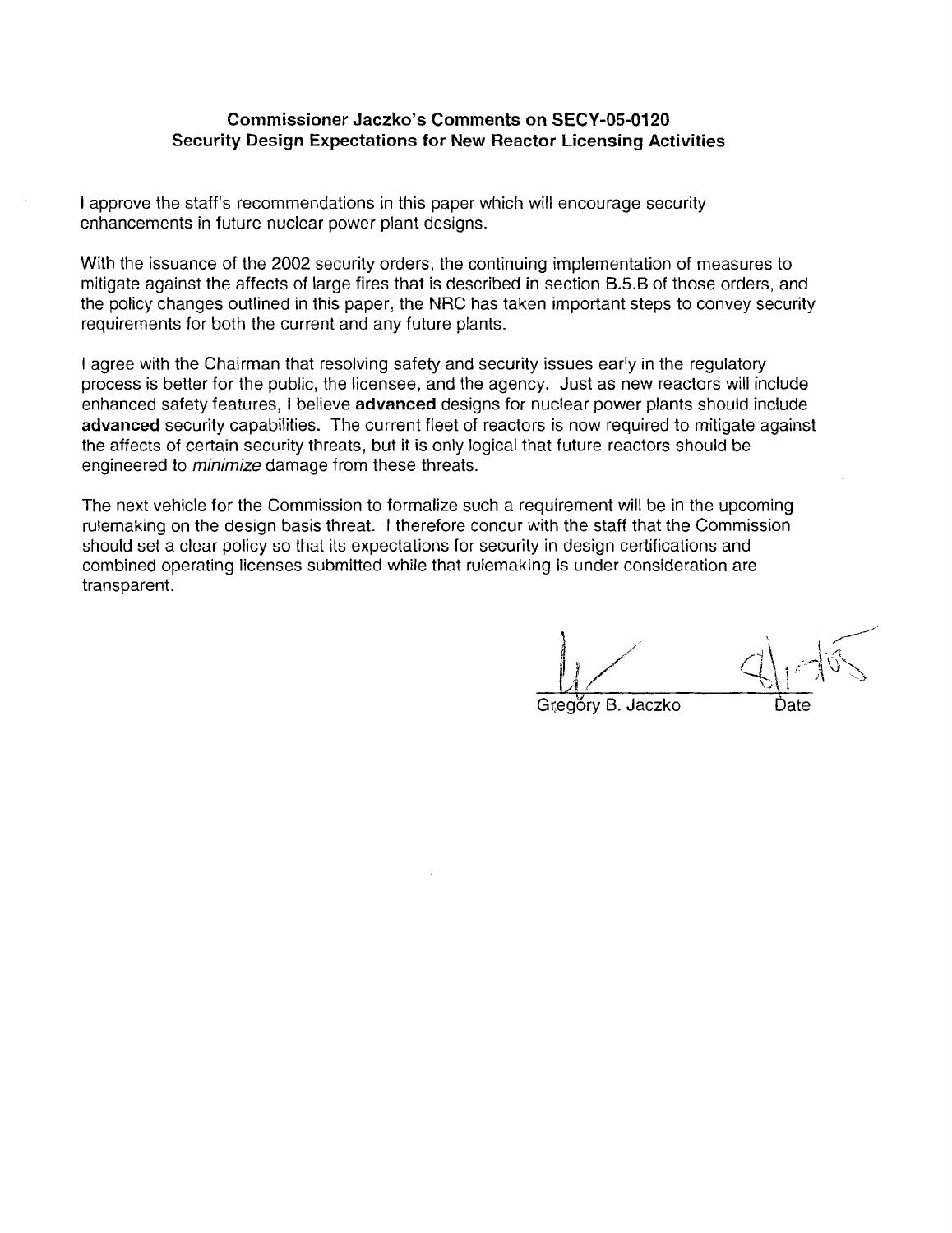**Commissioner Jaczko's Comments on SECY-05-0120**
**Security Design Expectations for New Reactor Licensing Activities**

I approve the staff's recommendations in this paper which will encourage security enhancements in future nuclear power plant designs.

With the issuance of the 2002 security orders, the continuing implementation of measures to mitigate against the affects of large fires that is described in section B.5.B of those orders, and the policy changes outlined in this paper, the NRC has taken important steps to convey security requirements for both the current and any future plants.

I agree with the Chairman that resolving safety and security issues early in the regulatory process is better for the public, the licensee, and the agency. Just as new reactors will include enhanced safety features, I believe **advanced** designs for nuclear power plants should include **advanced** security capabilities. The current fleet of reactors is now required to mitigate against the affects of certain security threats, but it is only logical that future reactors should be engineered to *minimize* damage from these threats.

The next vehicle for the Commission to formalize such a requirement will be in the upcoming rulemaking on the design basis threat. I therefore concur with the staff that the Commission should set a clear policy so that its expectations for security in design certifications and combined operating licenses submitted while that rulemaking is under consideration are transparent.

Gregory B. Jaczko — 9/1/05

Date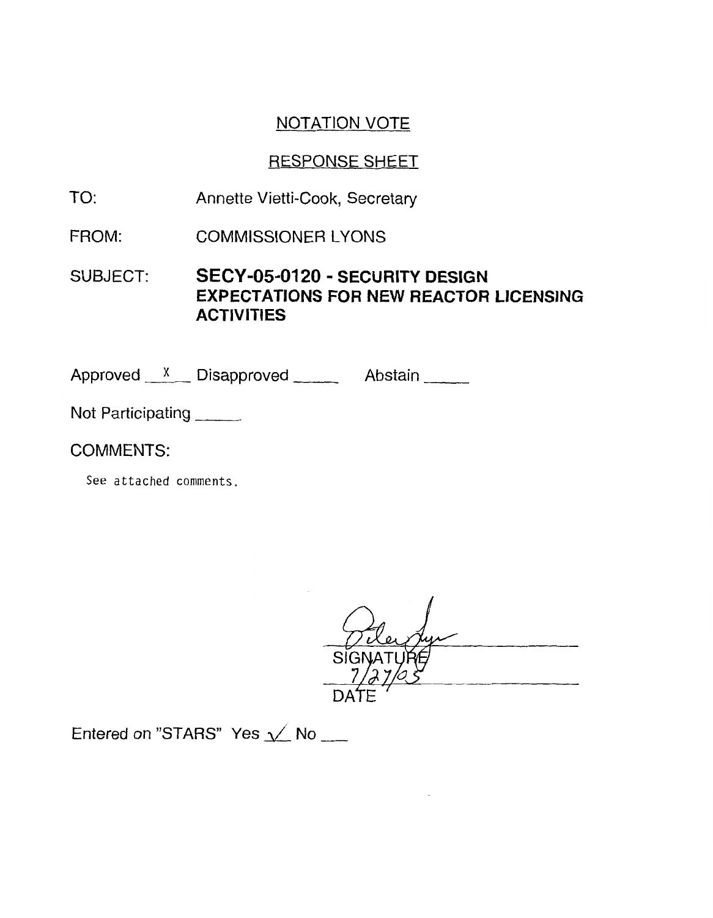## NOTATION VOTE

## RESPONSE SHEET

TO: Annette Vietti-Cook, Secretary

FROM: COMMISSIONER LYONS

SUBJECT: **SECY-05-0120 - SECURITY DESIGN EXPECTATIONS FOR NEW REACTOR LICENSING ACTIVITIES**

Approved __X__ Disapproved _____ Abstain _____

Not Participating _____

COMMENTS:

See attached comments.

SIGNATURE

7/27/05

DATE

Entered on "STARS" Yes ✓ No ___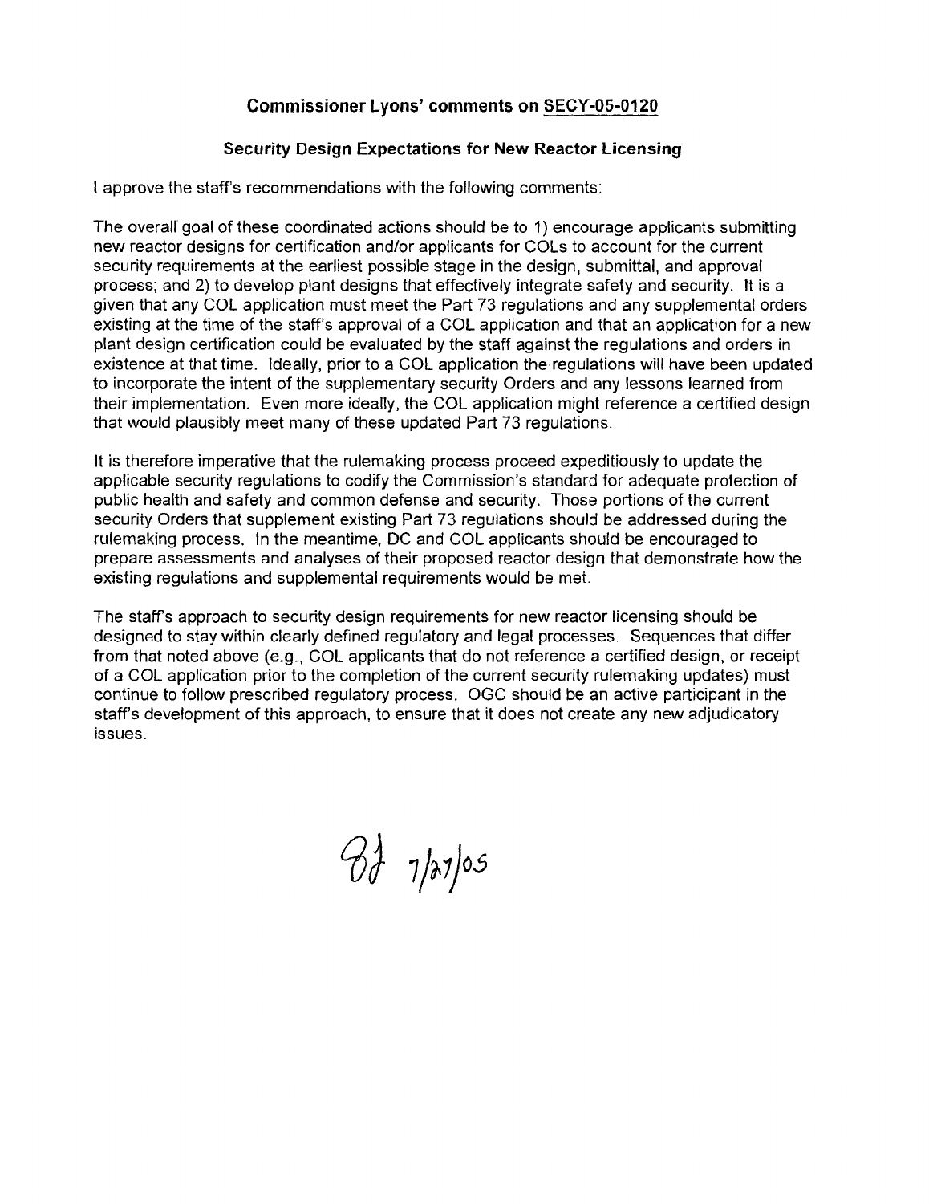## Commissioner Lyons' comments on SECY-05-0120

### Security Design Expectations for New Reactor Licensing

I approve the staff's recommendations with the following comments:

The overall goal of these coordinated actions should be to 1) encourage applicants submitting new reactor designs for certification and/or applicants for COLs to account for the current security requirements at the earliest possible stage in the design, submittal, and approval process; and 2) to develop plant designs that effectively integrate safety and security. It is a given that any COL application must meet the Part 73 regulations and any supplemental orders existing at the time of the staff's approval of a COL application and that an application for a new plant design certification could be evaluated by the staff against the regulations and orders in existence at that time. Ideally, prior to a COL application the regulations will have been updated to incorporate the intent of the supplementary security Orders and any lessons learned from their implementation. Even more ideally, the COL application might reference a certified design that would plausibly meet many of these updated Part 73 regulations.

It is therefore imperative that the rulemaking process proceed expeditiously to update the applicable security regulations to codify the Commission's standard for adequate protection of public health and safety and common defense and security. Those portions of the current security Orders that supplement existing Part 73 regulations should be addressed during the rulemaking process. In the meantime, DC and COL applicants should be encouraged to prepare assessments and analyses of their proposed reactor design that demonstrate how the existing regulations and supplemental requirements would be met.

The staff's approach to security design requirements for new reactor licensing should be designed to stay within clearly defined regulatory and legal processes. Sequences that differ from that noted above (e.g., COL applicants that do not reference a certified design, or receipt of a COL application prior to the completion of the current security rulemaking updates) must continue to follow prescribed regulatory process. OGC should be an active participant in the staff's development of this approach, to ensure that it does not create any new adjudicatory issues.

BJ 7/27/05